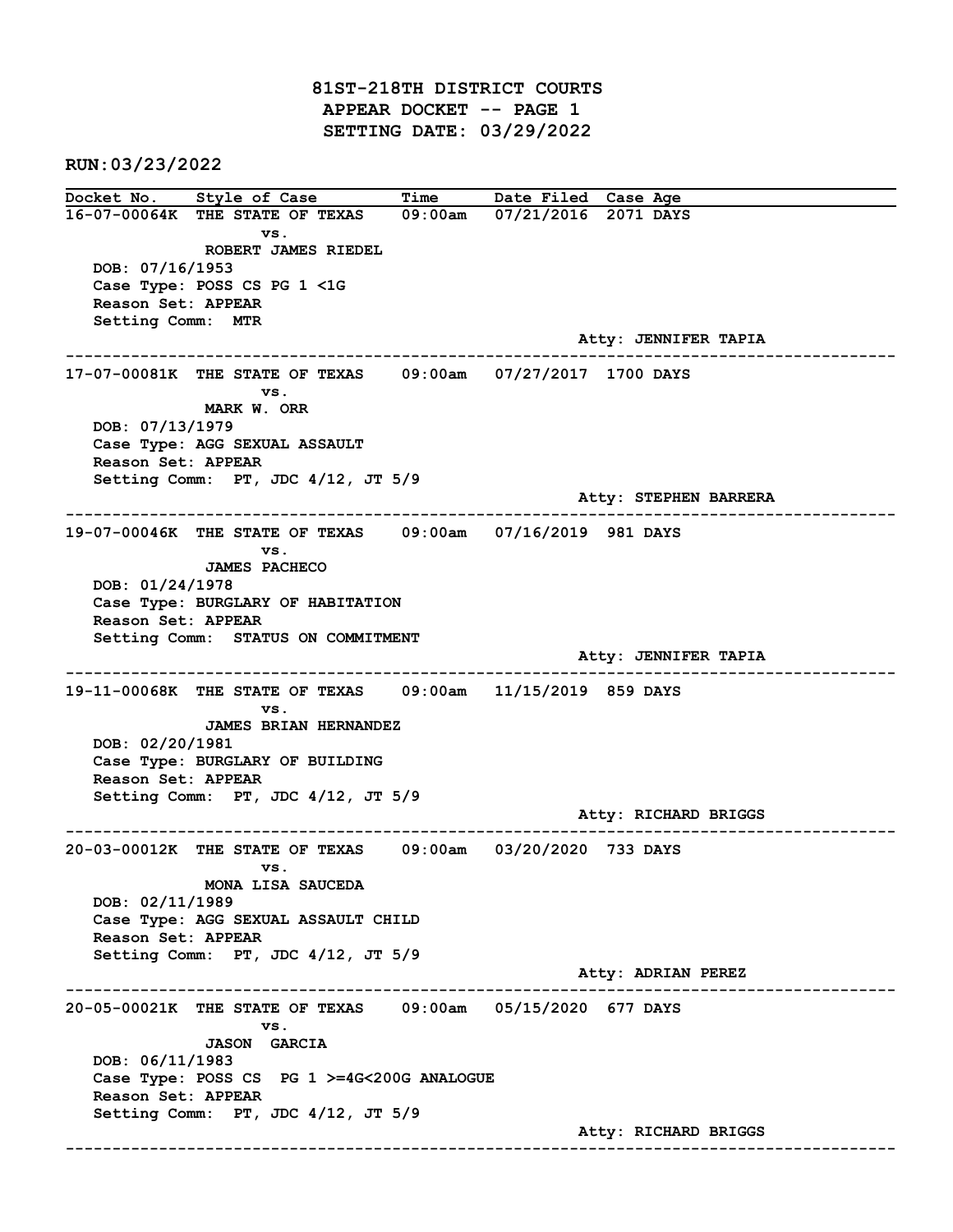# 81ST-218TH DISTRICT COURTS
## APPEAR DOCKET -- PAGE 1
## SETTING DATE: 03/29/2022

RUN:03/23/2022

| Docket No. | Style of Case | Time | Date Filed | Case Age |
|---|---|---|---|---|

**16-07-00064K** THE STATE OF TEXAS vs. ROBERT JAMES RIEDEL — 09:00am — 07/21/2016 — 2071 DAYS

- DOB: 07/16/1953
- Case Type: POSS CS PG 1 <1G
- Reason Set: APPEAR
- Setting Comm: MTR
- Atty: JENNIFER TAPIA

---

**17-07-00081K** THE STATE OF TEXAS vs. MARK W. ORR — 09:00am — 07/27/2017 — 1700 DAYS

- DOB: 07/13/1979
- Case Type: AGG SEXUAL ASSAULT
- Reason Set: APPEAR
- Setting Comm: PT, JDC 4/12, JT 5/9
- Atty: STEPHEN BARRERA

---

**19-07-00046K** THE STATE OF TEXAS vs. JAMES PACHECO — 09:00am — 07/16/2019 — 981 DAYS

- DOB: 01/24/1978
- Case Type: BURGLARY OF HABITATION
- Reason Set: APPEAR
- Setting Comm: STATUS ON COMMITMENT
- Atty: JENNIFER TAPIA

---

**19-11-00068K** THE STATE OF TEXAS vs. JAMES BRIAN HERNANDEZ — 09:00am — 11/15/2019 — 859 DAYS

- DOB: 02/20/1981
- Case Type: BURGLARY OF BUILDING
- Reason Set: APPEAR
- Setting Comm: PT, JDC 4/12, JT 5/9
- Atty: RICHARD BRIGGS

---

**20-03-00012K** THE STATE OF TEXAS vs. MONA LISA SAUCEDA — 09:00am — 03/20/2020 — 733 DAYS

- DOB: 02/11/1989
- Case Type: AGG SEXUAL ASSAULT CHILD
- Reason Set: APPEAR
- Setting Comm: PT, JDC 4/12, JT 5/9
- Atty: ADRIAN PEREZ

---

**20-05-00021K** THE STATE OF TEXAS vs. JASON GARCIA — 09:00am — 05/15/2020 — 677 DAYS

- DOB: 06/11/1983
- Case Type: POSS CS PG 1 >=4G<200G ANALOGUE
- Reason Set: APPEAR
- Setting Comm: PT, JDC 4/12, JT 5/9
- Atty: RICHARD BRIGGS

---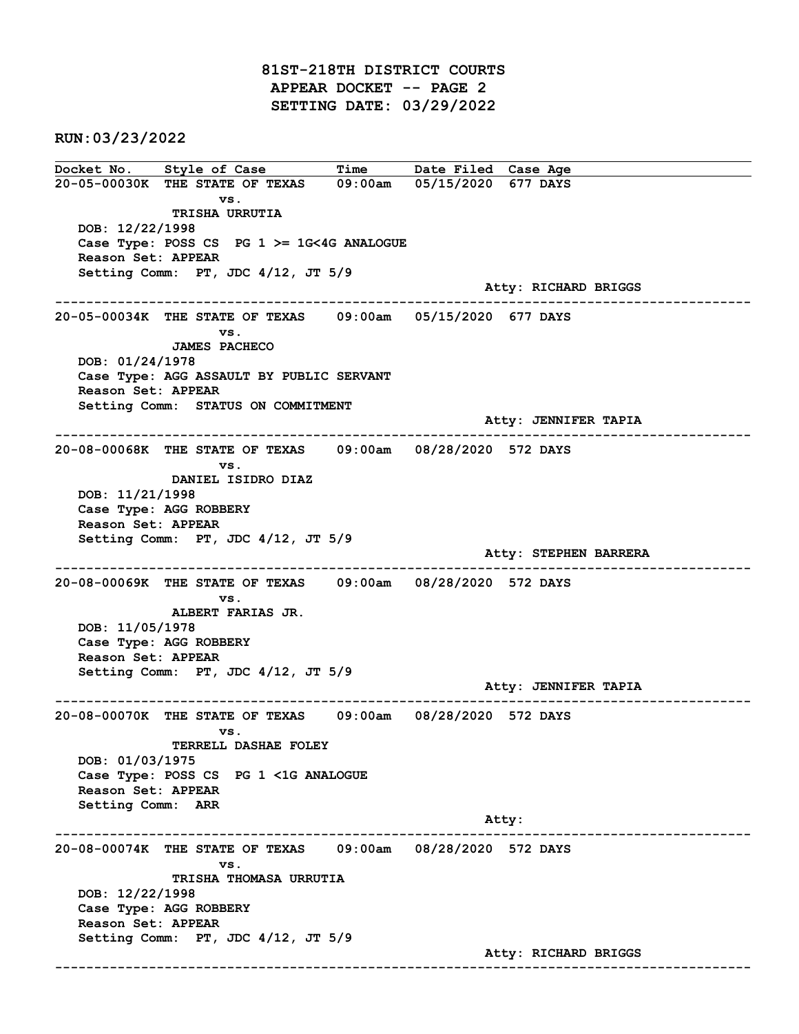# 81ST-218TH DISTRICT COURTS
## APPEAR DOCKET -- PAGE 2
## SETTING DATE: 03/29/2022

**RUN:03/23/2022**

| Docket No. | Style of Case | Time | Date Filed | Case Age |
|---|---|---|---|---|

**20-05-00030K** THE STATE OF TEXAS vs. TRISHA URRUTIA — 09:00am — 05/15/2020 — 677 DAYS

DOB: 12/22/1998
Case Type: POSS CS PG 1 >= 1G<4G ANALOGUE
Reason Set: APPEAR
Setting Comm: PT, JDC 4/12, JT 5/9
Atty: RICHARD BRIGGS

---

**20-05-00034K** THE STATE OF TEXAS vs. JAMES PACHECO — 09:00am — 05/15/2020 — 677 DAYS

DOB: 01/24/1978
Case Type: AGG ASSAULT BY PUBLIC SERVANT
Reason Set: APPEAR
Setting Comm: STATUS ON COMMITMENT
Atty: JENNIFER TAPIA

---

**20-08-00068K** THE STATE OF TEXAS vs. DANIEL ISIDRO DIAZ — 09:00am — 08/28/2020 — 572 DAYS

DOB: 11/21/1998
Case Type: AGG ROBBERY
Reason Set: APPEAR
Setting Comm: PT, JDC 4/12, JT 5/9
Atty: STEPHEN BARRERA

---

**20-08-00069K** THE STATE OF TEXAS vs. ALBERT FARIAS JR. — 09:00am — 08/28/2020 — 572 DAYS

DOB: 11/05/1978
Case Type: AGG ROBBERY
Reason Set: APPEAR
Setting Comm: PT, JDC 4/12, JT 5/9
Atty: JENNIFER TAPIA

---

**20-08-00070K** THE STATE OF TEXAS vs. TERRELL DASHAE FOLEY — 09:00am — 08/28/2020 — 572 DAYS

DOB: 01/03/1975
Case Type: POSS CS PG 1 <1G ANALOGUE
Reason Set: APPEAR
Setting Comm: ARR
Atty:

---

**20-08-00074K** THE STATE OF TEXAS vs. TRISHA THOMASA URRUTIA — 09:00am — 08/28/2020 — 572 DAYS

DOB: 12/22/1998
Case Type: AGG ROBBERY
Reason Set: APPEAR
Setting Comm: PT, JDC 4/12, JT 5/9
Atty: RICHARD BRIGGS

---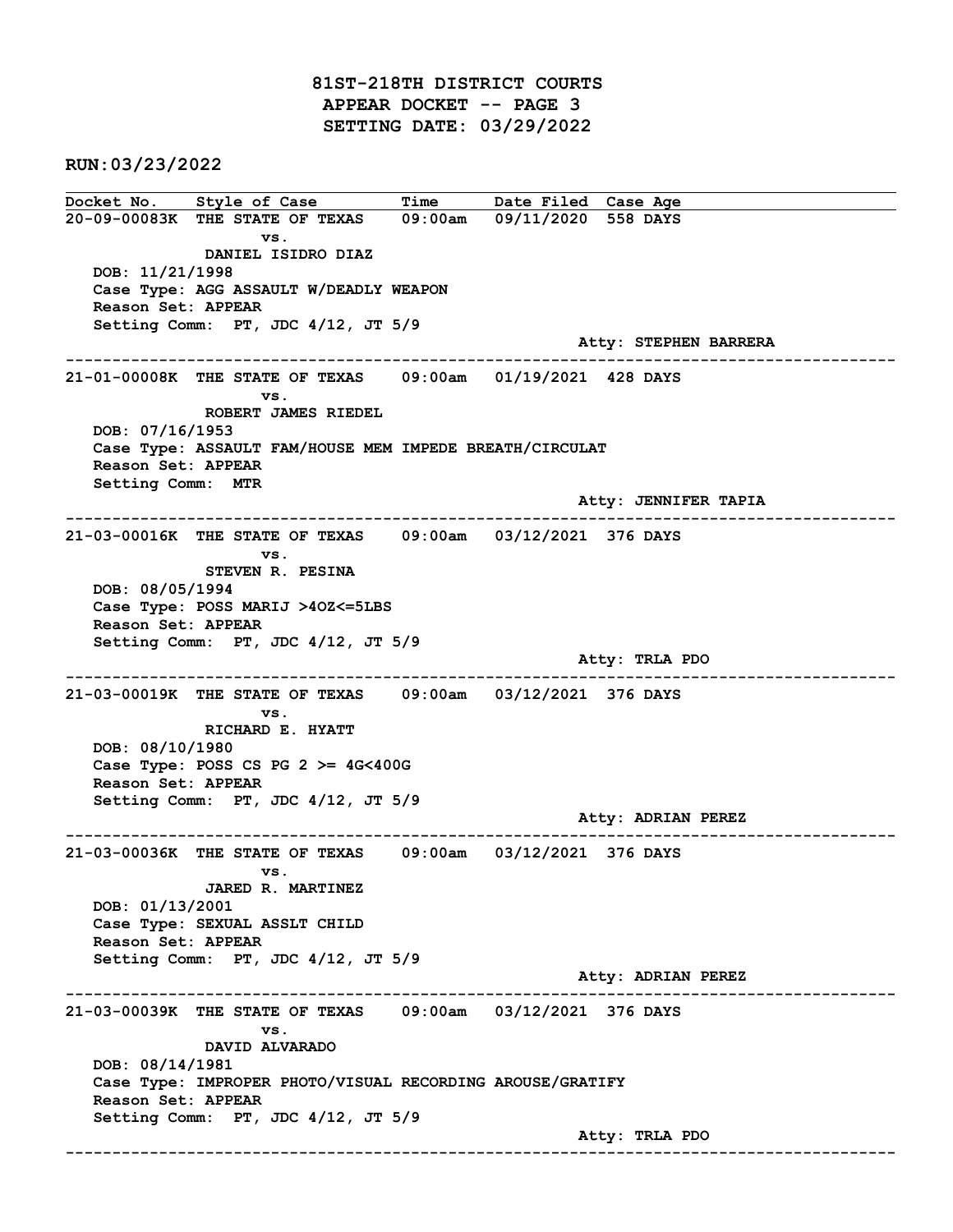# 81ST-218TH DISTRICT COURTS
## APPEAR DOCKET -- PAGE 3
## SETTING DATE: 03/29/2022

**RUN:03/23/2022**

| Docket No. | Style of Case | Time | Date Filed | Case Age |
|---|---|---|---|---|
| 20-09-00083K | THE STATE OF TEXAS vs. DANIEL ISIDRO DIAZ | 09:00am | 09/11/2020 | 558 DAYS |

DOB: 11/21/1998
Case Type: AGG ASSAULT W/DEADLY WEAPON
Reason Set: APPEAR
Setting Comm: PT, JDC 4/12, JT 5/9
Atty: STEPHEN BARRERA

---

| Docket No. | Style of Case | Time | Date Filed | Case Age |
|---|---|---|---|---|
| 21-01-00008K | THE STATE OF TEXAS vs. ROBERT JAMES RIEDEL | 09:00am | 01/19/2021 | 428 DAYS |

DOB: 07/16/1953
Case Type: ASSAULT FAM/HOUSE MEM IMPEDE BREATH/CIRCULAT
Reason Set: APPEAR
Setting Comm: MTR
Atty: JENNIFER TAPIA

---

| Docket No. | Style of Case | Time | Date Filed | Case Age |
|---|---|---|---|---|
| 21-03-00016K | THE STATE OF TEXAS vs. STEVEN R. PESINA | 09:00am | 03/12/2021 | 376 DAYS |

DOB: 08/05/1994
Case Type: POSS MARIJ >4OZ<=5LBS
Reason Set: APPEAR
Setting Comm: PT, JDC 4/12, JT 5/9
Atty: TRLA PDO

---

| Docket No. | Style of Case | Time | Date Filed | Case Age |
|---|---|---|---|---|
| 21-03-00019K | THE STATE OF TEXAS vs. RICHARD E. HYATT | 09:00am | 03/12/2021 | 376 DAYS |

DOB: 08/10/1980
Case Type: POSS CS PG 2 >= 4G<400G
Reason Set: APPEAR
Setting Comm: PT, JDC 4/12, JT 5/9
Atty: ADRIAN PEREZ

---

| Docket No. | Style of Case | Time | Date Filed | Case Age |
|---|---|---|---|---|
| 21-03-00036K | THE STATE OF TEXAS vs. JARED R. MARTINEZ | 09:00am | 03/12/2021 | 376 DAYS |

DOB: 01/13/2001
Case Type: SEXUAL ASSLT CHILD
Reason Set: APPEAR
Setting Comm: PT, JDC 4/12, JT 5/9
Atty: ADRIAN PEREZ

---

| Docket No. | Style of Case | Time | Date Filed | Case Age |
|---|---|---|---|---|
| 21-03-00039K | THE STATE OF TEXAS vs. DAVID ALVARADO | 09:00am | 03/12/2021 | 376 DAYS |

DOB: 08/14/1981
Case Type: IMPROPER PHOTO/VISUAL RECORDING AROUSE/GRATIFY
Reason Set: APPEAR
Setting Comm: PT, JDC 4/12, JT 5/9
Atty: TRLA PDO

---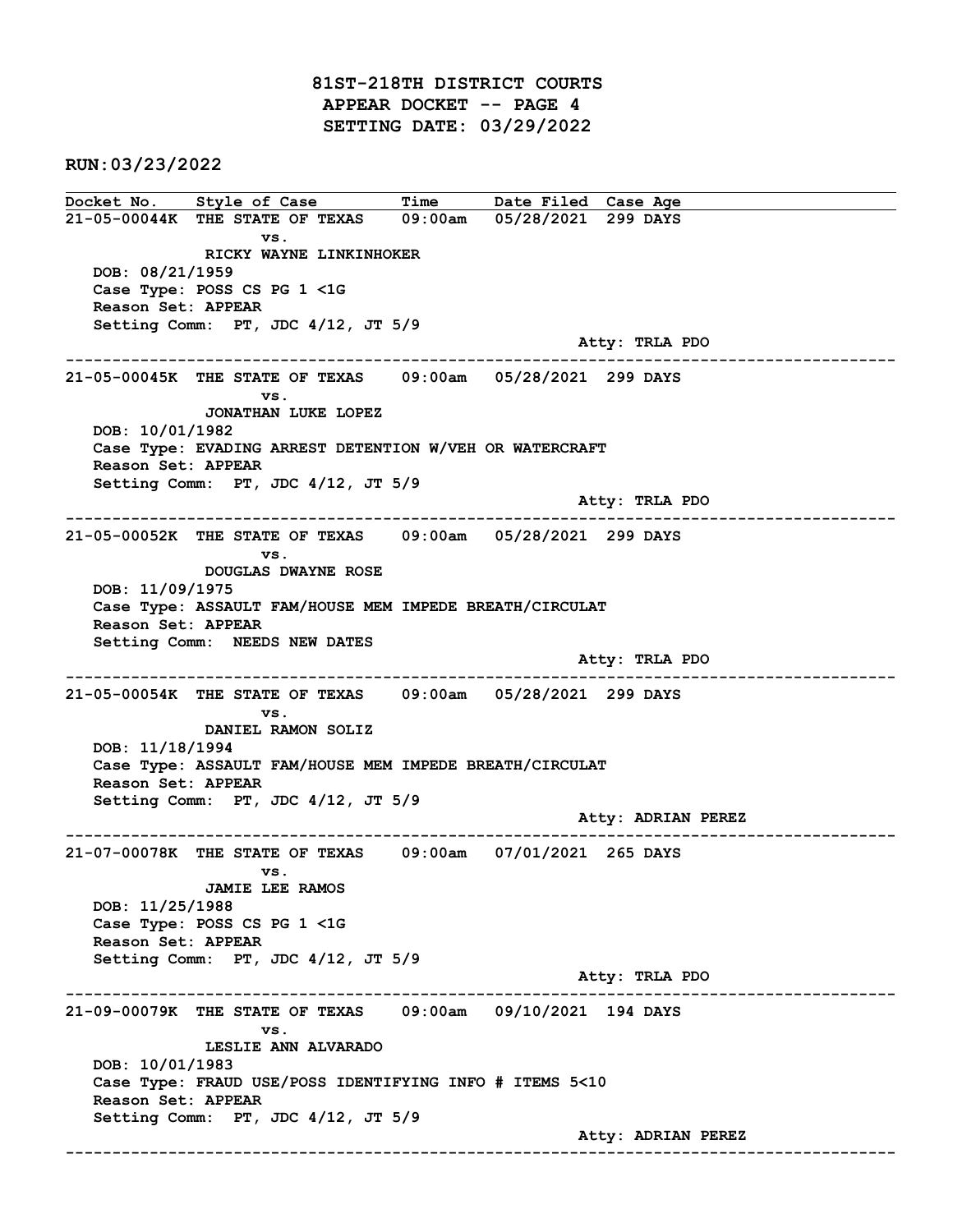# 81ST-218TH DISTRICT COURTS
## APPEAR DOCKET -- PAGE 4
## SETTING DATE: 03/29/2022

**RUN:03/23/2022**

| Docket No. | Style of Case | Time | Date Filed | Case Age |
|---|---|---|---|---|
| 21-05-00044K | THE STATE OF TEXAS vs. RICKY WAYNE LINKINHOKER | 09:00am | 05/28/2021 | 299 DAYS |

DOB: 08/21/1959
Case Type: POSS CS PG 1 <1G
Reason Set: APPEAR
Setting Comm: PT, JDC 4/12, JT 5/9
Atty: TRLA PDO

---

| Docket No. | Style of Case | Time | Date Filed | Case Age |
|---|---|---|---|---|
| 21-05-00045K | THE STATE OF TEXAS vs. JONATHAN LUKE LOPEZ | 09:00am | 05/28/2021 | 299 DAYS |

DOB: 10/01/1982
Case Type: EVADING ARREST DETENTION W/VEH OR WATERCRAFT
Reason Set: APPEAR
Setting Comm: PT, JDC 4/12, JT 5/9
Atty: TRLA PDO

---

| Docket No. | Style of Case | Time | Date Filed | Case Age |
|---|---|---|---|---|
| 21-05-00052K | THE STATE OF TEXAS vs. DOUGLAS DWAYNE ROSE | 09:00am | 05/28/2021 | 299 DAYS |

DOB: 11/09/1975
Case Type: ASSAULT FAM/HOUSE MEM IMPEDE BREATH/CIRCULAT
Reason Set: APPEAR
Setting Comm: NEEDS NEW DATES
Atty: TRLA PDO

---

| Docket No. | Style of Case | Time | Date Filed | Case Age |
|---|---|---|---|---|
| 21-05-00054K | THE STATE OF TEXAS vs. DANIEL RAMON SOLIZ | 09:00am | 05/28/2021 | 299 DAYS |

DOB: 11/18/1994
Case Type: ASSAULT FAM/HOUSE MEM IMPEDE BREATH/CIRCULAT
Reason Set: APPEAR
Setting Comm: PT, JDC 4/12, JT 5/9
Atty: ADRIAN PEREZ

---

| Docket No. | Style of Case | Time | Date Filed | Case Age |
|---|---|---|---|---|
| 21-07-00078K | THE STATE OF TEXAS vs. JAMIE LEE RAMOS | 09:00am | 07/01/2021 | 265 DAYS |

DOB: 11/25/1988
Case Type: POSS CS PG 1 <1G
Reason Set: APPEAR
Setting Comm: PT, JDC 4/12, JT 5/9
Atty: TRLA PDO

---

| Docket No. | Style of Case | Time | Date Filed | Case Age |
|---|---|---|---|---|
| 21-09-00079K | THE STATE OF TEXAS vs. LESLIE ANN ALVARADO | 09:00am | 09/10/2021 | 194 DAYS |

DOB: 10/01/1983
Case Type: FRAUD USE/POSS IDENTIFYING INFO # ITEMS 5<10
Reason Set: APPEAR
Setting Comm: PT, JDC 4/12, JT 5/9
Atty: ADRIAN PEREZ

---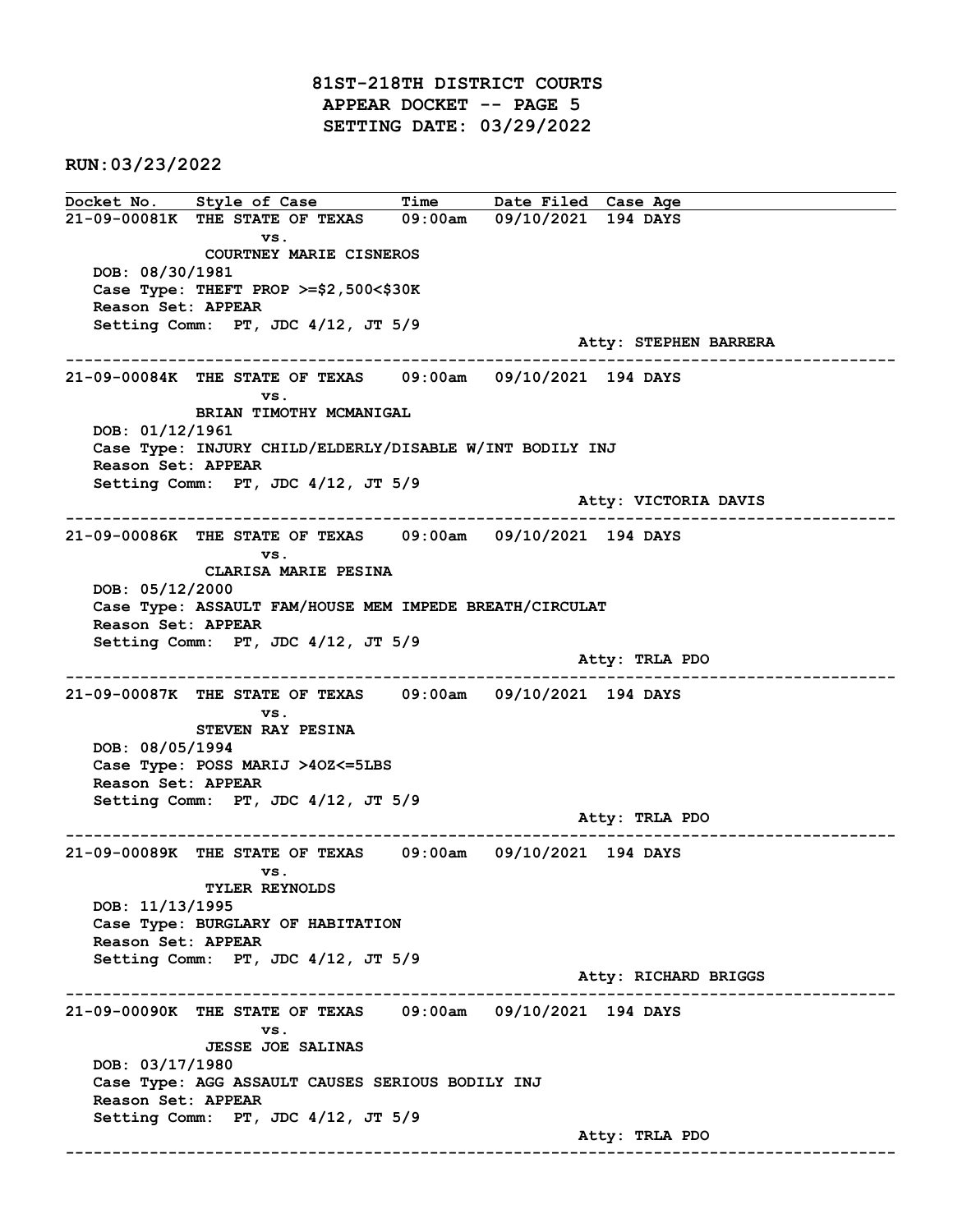# 81ST-218TH DISTRICT COURTS
## APPEAR DOCKET -- PAGE 5
## SETTING DATE: 03/29/2022

**RUN:03/23/2022**

| Docket No. | Style of Case | Time | Date Filed | Case Age |
|---|---|---|---|---|

---

**21-09-00081K** THE STATE OF TEXAS vs. COURTNEY MARIE CISNEROS — 09:00am — 09/10/2021 — 194 DAYS

DOB: 08/30/1981
Case Type: THEFT PROP >=$2,500<$30K
Reason Set: APPEAR
Setting Comm: PT, JDC 4/12, JT 5/9
Atty: STEPHEN BARRERA

---

**21-09-00084K** THE STATE OF TEXAS vs. BRIAN TIMOTHY MCMANIGAL — 09:00am — 09/10/2021 — 194 DAYS

DOB: 01/12/1961
Case Type: INJURY CHILD/ELDERLY/DISABLE W/INT BODILY INJ
Reason Set: APPEAR
Setting Comm: PT, JDC 4/12, JT 5/9
Atty: VICTORIA DAVIS

---

**21-09-00086K** THE STATE OF TEXAS vs. CLARISA MARIE PESINA — 09:00am — 09/10/2021 — 194 DAYS

DOB: 05/12/2000
Case Type: ASSAULT FAM/HOUSE MEM IMPEDE BREATH/CIRCULAT
Reason Set: APPEAR
Setting Comm: PT, JDC 4/12, JT 5/9
Atty: TRLA PDO

---

**21-09-00087K** THE STATE OF TEXAS vs. STEVEN RAY PESINA — 09:00am — 09/10/2021 — 194 DAYS

DOB: 08/05/1994
Case Type: POSS MARIJ >4OZ<=5LBS
Reason Set: APPEAR
Setting Comm: PT, JDC 4/12, JT 5/9
Atty: TRLA PDO

---

**21-09-00089K** THE STATE OF TEXAS vs. TYLER REYNOLDS — 09:00am — 09/10/2021 — 194 DAYS

DOB: 11/13/1995
Case Type: BURGLARY OF HABITATION
Reason Set: APPEAR
Setting Comm: PT, JDC 4/12, JT 5/9
Atty: RICHARD BRIGGS

---

**21-09-00090K** THE STATE OF TEXAS vs. JESSE JOE SALINAS — 09:00am — 09/10/2021 — 194 DAYS

DOB: 03/17/1980
Case Type: AGG ASSAULT CAUSES SERIOUS BODILY INJ
Reason Set: APPEAR
Setting Comm: PT, JDC 4/12, JT 5/9
Atty: TRLA PDO

---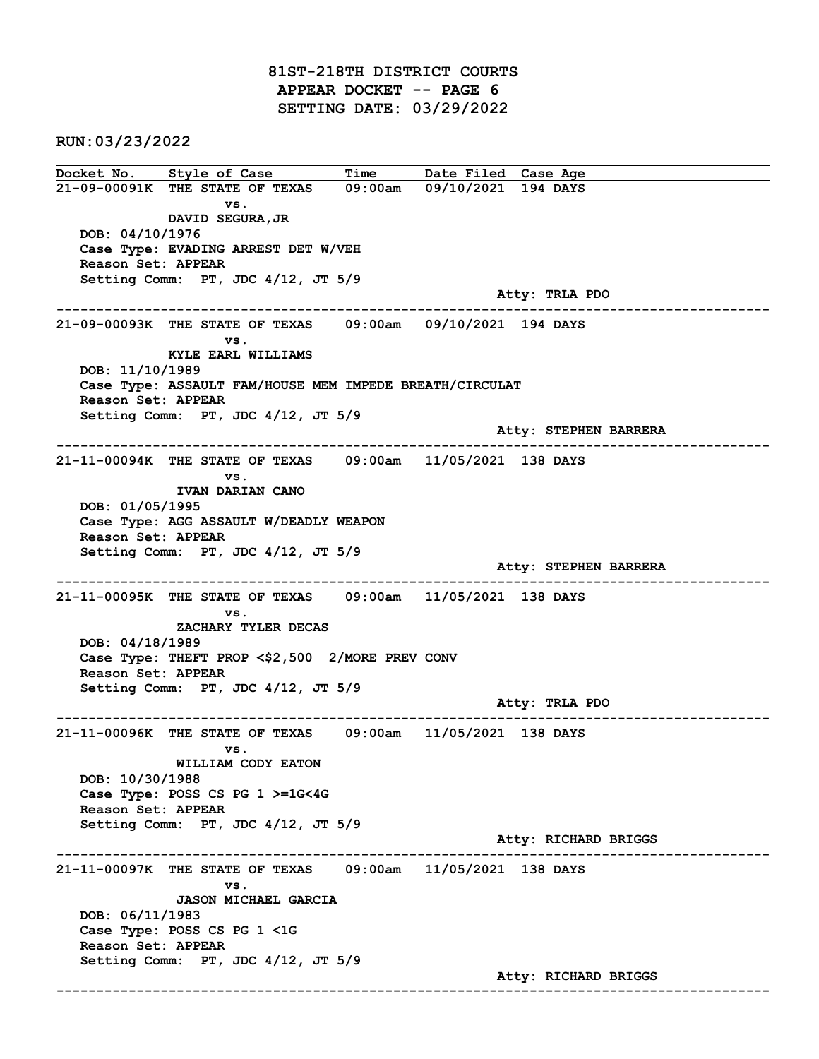# 81ST-218TH DISTRICT COURTS
## APPEAR DOCKET -- PAGE 6
## SETTING DATE: 03/29/2022

**RUN:03/23/2022**

| Docket No. | Style of Case | Time | Date Filed | Case Age |
|---|---|---|---|---|

**21-09-00091K THE STATE OF TEXAS 09:00am 09/10/2021 194 DAYS**
vs.
DAVID SEGURA,JR
DOB: 04/10/1976
Case Type: EVADING ARREST DET W/VEH
Reason Set: APPEAR
Setting Comm: PT, JDC 4/12, JT 5/9
Atty: TRLA PDO

---

**21-09-00093K THE STATE OF TEXAS 09:00am 09/10/2021 194 DAYS**
vs.
KYLE EARL WILLIAMS
DOB: 11/10/1989
Case Type: ASSAULT FAM/HOUSE MEM IMPEDE BREATH/CIRCULAT
Reason Set: APPEAR
Setting Comm: PT, JDC 4/12, JT 5/9
Atty: STEPHEN BARRERA

---

**21-11-00094K THE STATE OF TEXAS 09:00am 11/05/2021 138 DAYS**
vs.
IVAN DARIAN CANO
DOB: 01/05/1995
Case Type: AGG ASSAULT W/DEADLY WEAPON
Reason Set: APPEAR
Setting Comm: PT, JDC 4/12, JT 5/9
Atty: STEPHEN BARRERA

---

**21-11-00095K THE STATE OF TEXAS 09:00am 11/05/2021 138 DAYS**
vs.
ZACHARY TYLER DECAS
DOB: 04/18/1989
Case Type: THEFT PROP <$2,500 2/MORE PREV CONV
Reason Set: APPEAR
Setting Comm: PT, JDC 4/12, JT 5/9
Atty: TRLA PDO

---

**21-11-00096K THE STATE OF TEXAS 09:00am 11/05/2021 138 DAYS**
vs.
WILLIAM CODY EATON
DOB: 10/30/1988
Case Type: POSS CS PG 1 >=1G<4G
Reason Set: APPEAR
Setting Comm: PT, JDC 4/12, JT 5/9
Atty: RICHARD BRIGGS

---

**21-11-00097K THE STATE OF TEXAS 09:00am 11/05/2021 138 DAYS**
vs.
JASON MICHAEL GARCIA
DOB: 06/11/1983
Case Type: POSS CS PG 1 <1G
Reason Set: APPEAR
Setting Comm: PT, JDC 4/12, JT 5/9
Atty: RICHARD BRIGGS

---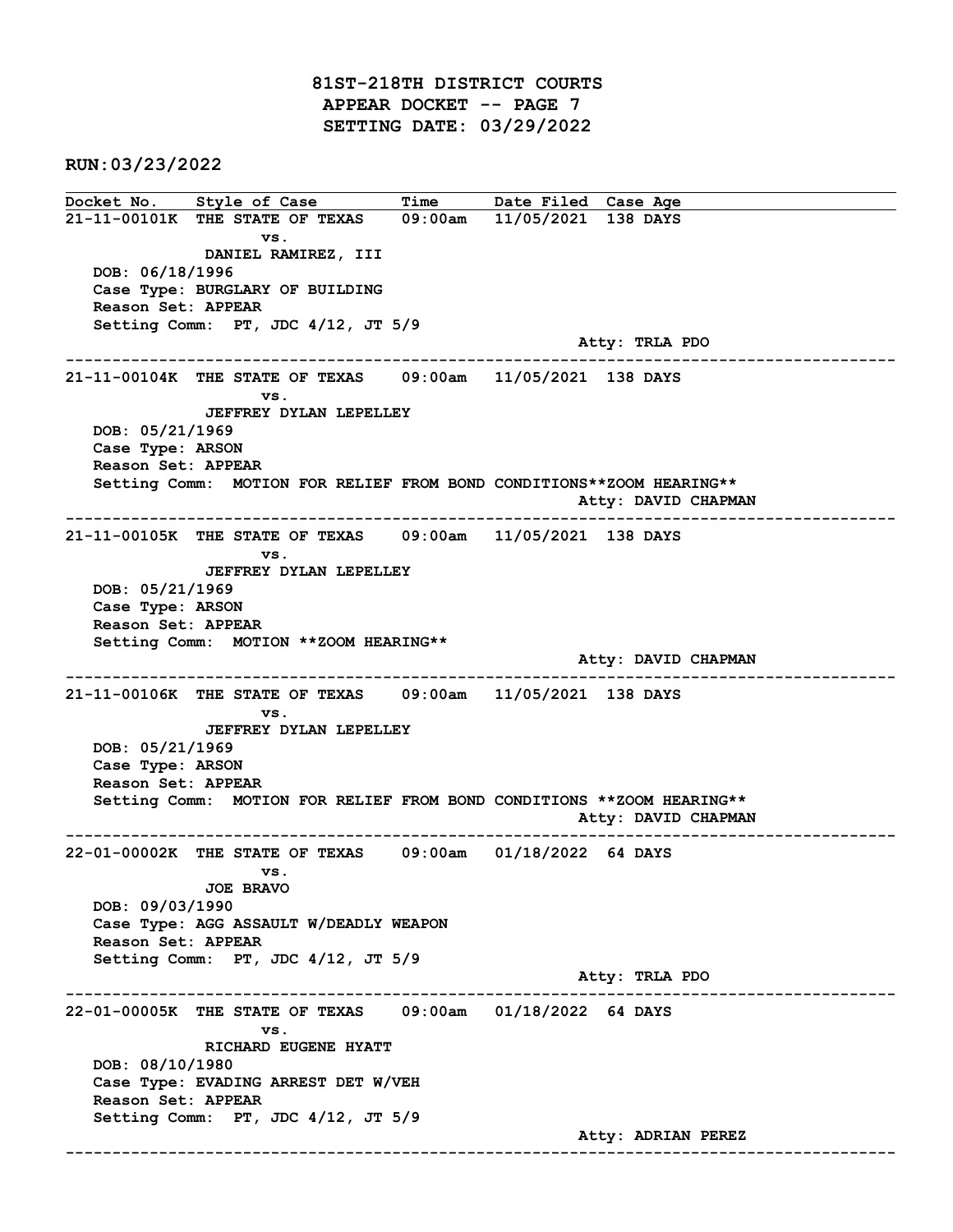# 81ST-218TH DISTRICT COURTS
## APPEAR DOCKET -- PAGE 7
## SETTING DATE: 03/29/2022

**RUN:03/23/2022**

| Docket No. | Style of Case | Time | Date Filed | Case Age |
|---|---|---|---|---|

**21-11-00101K** THE STATE OF TEXAS vs. DANIEL RAMIREZ, III — 09:00am — 11/05/2021 — 138 DAYS

DOB: 06/18/1996
Case Type: BURGLARY OF BUILDING
Reason Set: APPEAR
Setting Comm: PT, JDC 4/12, JT 5/9
Atty: TRLA PDO

---

**21-11-00104K** THE STATE OF TEXAS vs. JEFFREY DYLAN LEPELLEY — 09:00am — 11/05/2021 — 138 DAYS

DOB: 05/21/1969
Case Type: ARSON
Reason Set: APPEAR
Setting Comm: MOTION FOR RELIEF FROM BOND CONDITIONS**ZOOM HEARING**
Atty: DAVID CHAPMAN

---

**21-11-00105K** THE STATE OF TEXAS vs. JEFFREY DYLAN LEPELLEY — 09:00am — 11/05/2021 — 138 DAYS

DOB: 05/21/1969
Case Type: ARSON
Reason Set: APPEAR
Setting Comm: MOTION **ZOOM HEARING**
Atty: DAVID CHAPMAN

---

**21-11-00106K** THE STATE OF TEXAS vs. JEFFREY DYLAN LEPELLEY — 09:00am — 11/05/2021 — 138 DAYS

DOB: 05/21/1969
Case Type: ARSON
Reason Set: APPEAR
Setting Comm: MOTION FOR RELIEF FROM BOND CONDITIONS **ZOOM HEARING**
Atty: DAVID CHAPMAN

---

**22-01-00002K** THE STATE OF TEXAS vs. JOE BRAVO — 09:00am — 01/18/2022 — 64 DAYS

DOB: 09/03/1990
Case Type: AGG ASSAULT W/DEADLY WEAPON
Reason Set: APPEAR
Setting Comm: PT, JDC 4/12, JT 5/9
Atty: TRLA PDO

---

**22-01-00005K** THE STATE OF TEXAS vs. RICHARD EUGENE HYATT — 09:00am — 01/18/2022 — 64 DAYS

DOB: 08/10/1980
Case Type: EVADING ARREST DET W/VEH
Reason Set: APPEAR
Setting Comm: PT, JDC 4/12, JT 5/9
Atty: ADRIAN PEREZ

---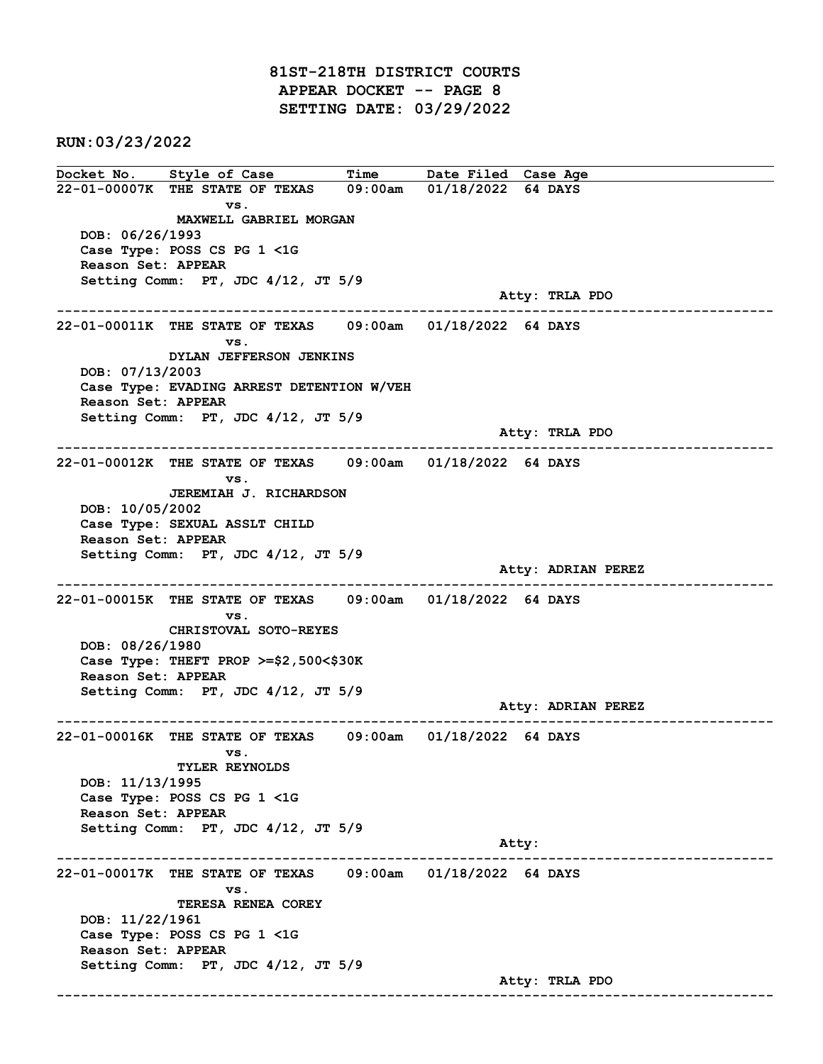**81ST-218TH DISTRICT COURTS**
**APPEAR DOCKET -- PAGE 8**
**SETTING DATE: 03/29/2022**

**RUN:03/23/2022**

| Docket No. | Style of Case | Time | Date Filed | Case Age |
|---|---|---|---|---|

---

**22-01-00007K** THE STATE OF TEXAS 09:00am 01/18/2022 64 DAYS
vs.
MAXWELL GABRIEL MORGAN
DOB: 06/26/1993
Case Type: POSS CS PG 1 <1G
Reason Set: APPEAR
Setting Comm: PT, JDC 4/12, JT 5/9
Atty: TRLA PDO

---

**22-01-00011K** THE STATE OF TEXAS 09:00am 01/18/2022 64 DAYS
vs.
DYLAN JEFFERSON JENKINS
DOB: 07/13/2003
Case Type: EVADING ARREST DETENTION W/VEH
Reason Set: APPEAR
Setting Comm: PT, JDC 4/12, JT 5/9
Atty: TRLA PDO

---

**22-01-00012K** THE STATE OF TEXAS 09:00am 01/18/2022 64 DAYS
vs.
JEREMIAH J. RICHARDSON
DOB: 10/05/2002
Case Type: SEXUAL ASSLT CHILD
Reason Set: APPEAR
Setting Comm: PT, JDC 4/12, JT 5/9
Atty: ADRIAN PEREZ

---

**22-01-00015K** THE STATE OF TEXAS 09:00am 01/18/2022 64 DAYS
vs.
CHRISTOVAL SOTO-REYES
DOB: 08/26/1980
Case Type: THEFT PROP >=$2,500<$30K
Reason Set: APPEAR
Setting Comm: PT, JDC 4/12, JT 5/9
Atty: ADRIAN PEREZ

---

**22-01-00016K** THE STATE OF TEXAS 09:00am 01/18/2022 64 DAYS
vs.
TYLER REYNOLDS
DOB: 11/13/1995
Case Type: POSS CS PG 1 <1G
Reason Set: APPEAR
Setting Comm: PT, JDC 4/12, JT 5/9
Atty:

---

**22-01-00017K** THE STATE OF TEXAS 09:00am 01/18/2022 64 DAYS
vs.
TERESA RENEA COREY
DOB: 11/22/1961
Case Type: POSS CS PG 1 <1G
Reason Set: APPEAR
Setting Comm: PT, JDC 4/12, JT 5/9
Atty: TRLA PDO

---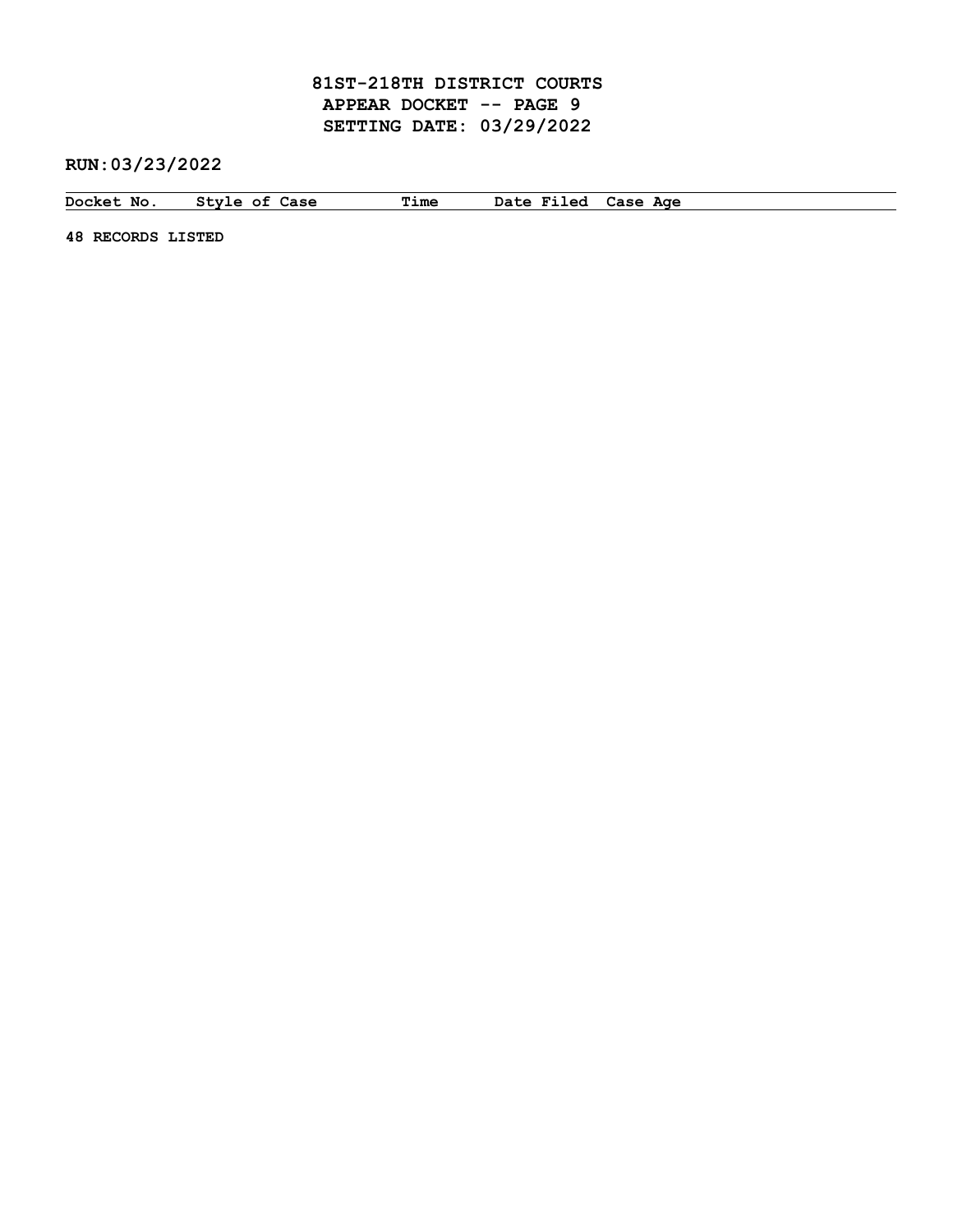**81ST-218TH DISTRICT COURTS**
**APPEAR DOCKET -- PAGE 9**
**SETTING DATE: 03/29/2022**

**RUN:03/23/2022**

| Docket No. | Style of Case | Time | Date Filed | Case Age |
|---|---|---|---|---|

**48 RECORDS LISTED**